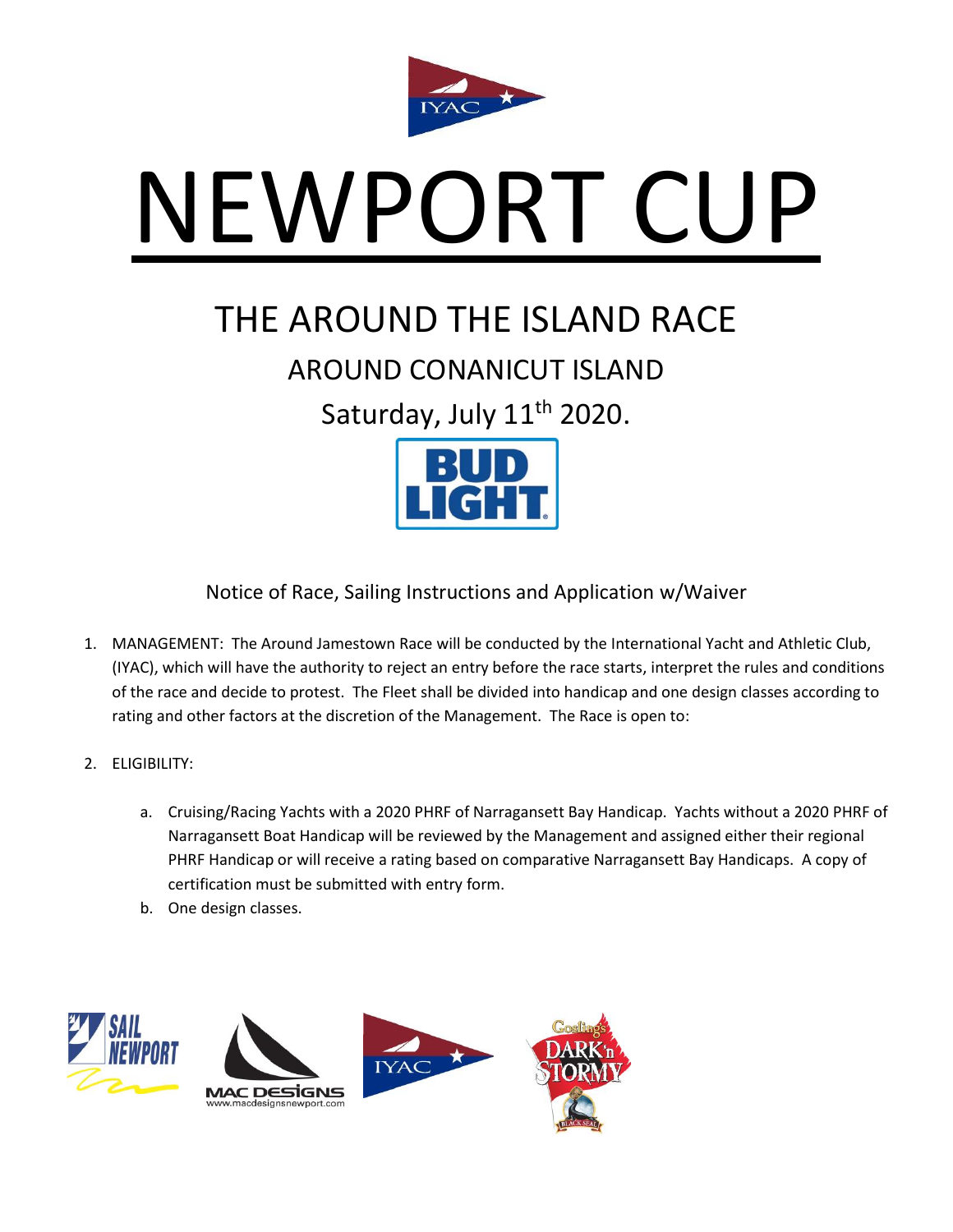# NEWPORT CUP

## THE AROUND THE ISLAND RACE

### AROUND CONANICUT ISLAND

### Saturday, July 11th 2020.

Notice of Race, Sailing Instructions and Application w/Waiver

1. MANAGEMENT: The Around Jamestown Race will be conducted by the International Yacht and Athletic Club, (IYAC), which will have the authority to reject an entry before the race starts, interpret the rules and conditions of the race and decide to protest. The Fleet shall be divided into handicap and one design classes according to rating and other factors at the discretion of the Management. The Race is open to:

2. ELIGIBILITY:

   a. Cruising/Racing Yachts with a 2020 PHRF of Narragansett Bay Handicap. Yachts without a 2020 PHRF of Narragansett Boat Handicap will be reviewed by the Management and assigned either their regional PHRF Handicap or will receive a rating based on comparative Narragansett Bay Handicaps. A copy of certification must be submitted with entry form.
   b. One design classes.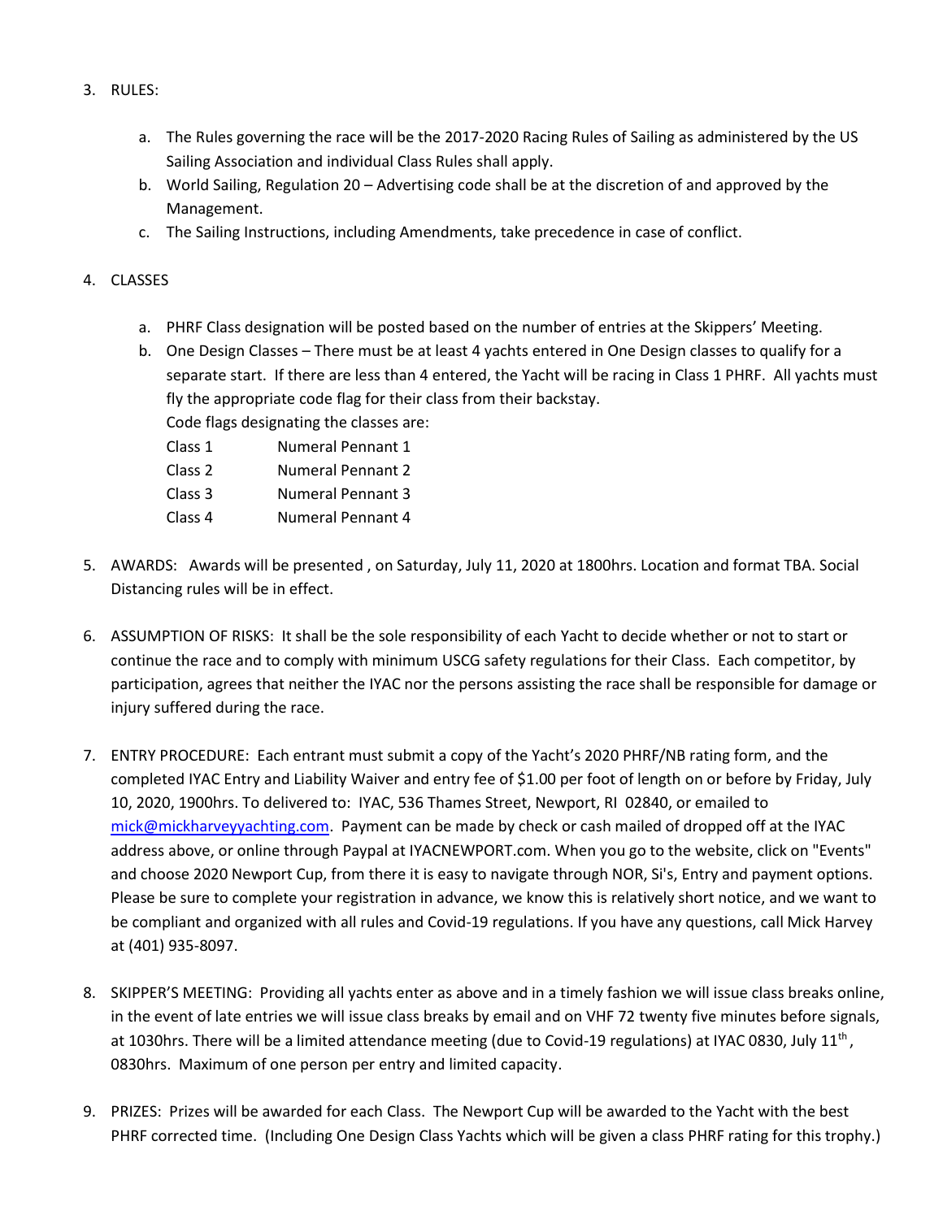3. RULES:

    a. The Rules governing the race will be the 2017-2020 Racing Rules of Sailing as administered by the US Sailing Association and individual Class Rules shall apply.
    b. World Sailing, Regulation 20 – Advertising code shall be at the discretion of and approved by the Management.
    c. The Sailing Instructions, including Amendments, take precedence in case of conflict.

4. CLASSES

    a. PHRF Class designation will be posted based on the number of entries at the Skippers' Meeting.
    b. One Design Classes – There must be at least 4 yachts entered in One Design classes to qualify for a separate start. If there are less than 4 entered, the Yacht will be racing in Class 1 PHRF. All yachts must fly the appropriate code flag for their class from their backstay.

        Code flags designating the classes are:

        | | |
        |---|---|
        | Class 1 | Numeral Pennant 1 |
        | Class 2 | Numeral Pennant 2 |
        | Class 3 | Numeral Pennant 3 |
        | Class 4 | Numeral Pennant 4 |

5. AWARDS: Awards will be presented , on Saturday, July 11, 2020 at 1800hrs. Location and format TBA. Social Distancing rules will be in effect.

6. ASSUMPTION OF RISKS: It shall be the sole responsibility of each Yacht to decide whether or not to start or continue the race and to comply with minimum USCG safety regulations for their Class. Each competitor, by participation, agrees that neither the IYAC nor the persons assisting the race shall be responsible for damage or injury suffered during the race.

7. ENTRY PROCEDURE: Each entrant must submit a copy of the Yacht's 2020 PHRF/NB rating form, and the completed IYAC Entry and Liability Waiver and entry fee of $1.00 per foot of length on or before by Friday, July 10, 2020, 1900hrs. To delivered to: IYAC, 536 Thames Street, Newport, RI 02840, or emailed to [mick@mickharveyyachting.com](mailto:mick@mickharveyyachting.com). Payment can be made by check or cash mailed of dropped off at the IYAC address above, or online through Paypal at IYACNEWPORT.com. When you go to the website, click on "Events" and choose 2020 Newport Cup, from there it is easy to navigate through NOR, Si's, Entry and payment options. Please be sure to complete your registration in advance, we know this is relatively short notice, and we want to be compliant and organized with all rules and Covid-19 regulations. If you have any questions, call Mick Harvey at (401) 935-8097.

8. SKIPPER'S MEETING: Providing all yachts enter as above and in a timely fashion we will issue class breaks online, in the event of late entries we will issue class breaks by email and on VHF 72 twenty five minutes before signals, at 1030hrs. There will be a limited attendance meeting (due to Covid-19 regulations) at IYAC 0830, July 11th, 0830hrs. Maximum of one person per entry and limited capacity.

9. PRIZES: Prizes will be awarded for each Class. The Newport Cup will be awarded to the Yacht with the best PHRF corrected time. (Including One Design Class Yachts which will be given a class PHRF rating for this trophy.)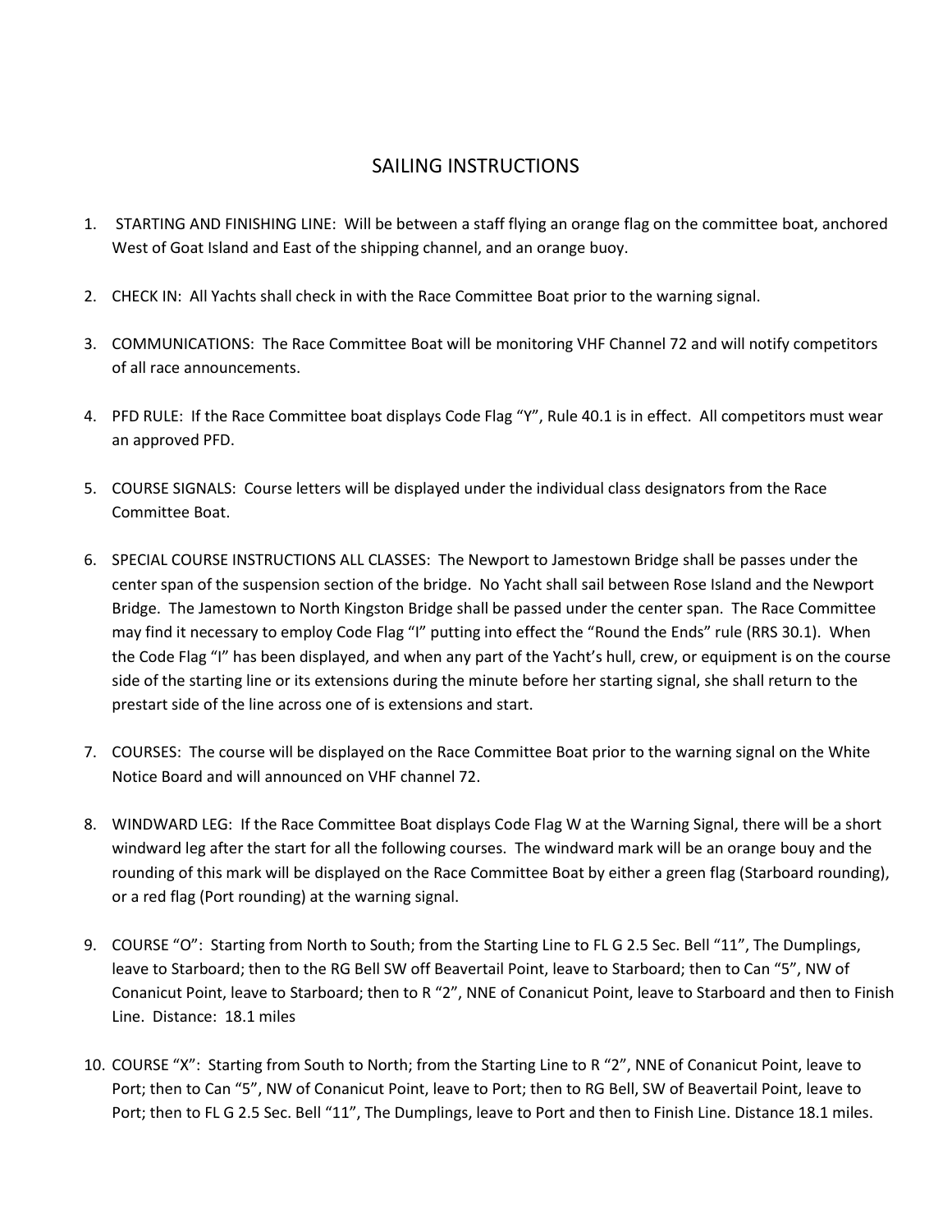# SAILING INSTRUCTIONS

1. STARTING AND FINISHING LINE: Will be between a staff flying an orange flag on the committee boat, anchored West of Goat Island and East of the shipping channel, and an orange buoy.

2. CHECK IN: All Yachts shall check in with the Race Committee Boat prior to the warning signal.

3. COMMUNICATIONS: The Race Committee Boat will be monitoring VHF Channel 72 and will notify competitors of all race announcements.

4. PFD RULE: If the Race Committee boat displays Code Flag "Y", Rule 40.1 is in effect. All competitors must wear an approved PFD.

5. COURSE SIGNALS: Course letters will be displayed under the individual class designators from the Race Committee Boat.

6. SPECIAL COURSE INSTRUCTIONS ALL CLASSES: The Newport to Jamestown Bridge shall be passes under the center span of the suspension section of the bridge. No Yacht shall sail between Rose Island and the Newport Bridge. The Jamestown to North Kingston Bridge shall be passed under the center span. The Race Committee may find it necessary to employ Code Flag "I" putting into effect the "Round the Ends" rule (RRS 30.1). When the Code Flag "I" has been displayed, and when any part of the Yacht's hull, crew, or equipment is on the course side of the starting line or its extensions during the minute before her starting signal, she shall return to the prestart side of the line across one of is extensions and start.

7. COURSES: The course will be displayed on the Race Committee Boat prior to the warning signal on the White Notice Board and will announced on VHF channel 72.

8. WINDWARD LEG: If the Race Committee Boat displays Code Flag W at the Warning Signal, there will be a short windward leg after the start for all the following courses. The windward mark will be an orange bouy and the rounding of this mark will be displayed on the Race Committee Boat by either a green flag (Starboard rounding), or a red flag (Port rounding) at the warning signal.

9. COURSE "O": Starting from North to South; from the Starting Line to FL G 2.5 Sec. Bell "11", The Dumplings, leave to Starboard; then to the RG Bell SW off Beavertail Point, leave to Starboard; then to Can "5", NW of Conanicut Point, leave to Starboard; then to R "2", NNE of Conanicut Point, leave to Starboard and then to Finish Line. Distance: 18.1 miles

10. COURSE "X": Starting from South to North; from the Starting Line to R "2", NNE of Conanicut Point, leave to Port; then to Can "5", NW of Conanicut Point, leave to Port; then to RG Bell, SW of Beavertail Point, leave to Port; then to FL G 2.5 Sec. Bell "11", The Dumplings, leave to Port and then to Finish Line. Distance 18.1 miles.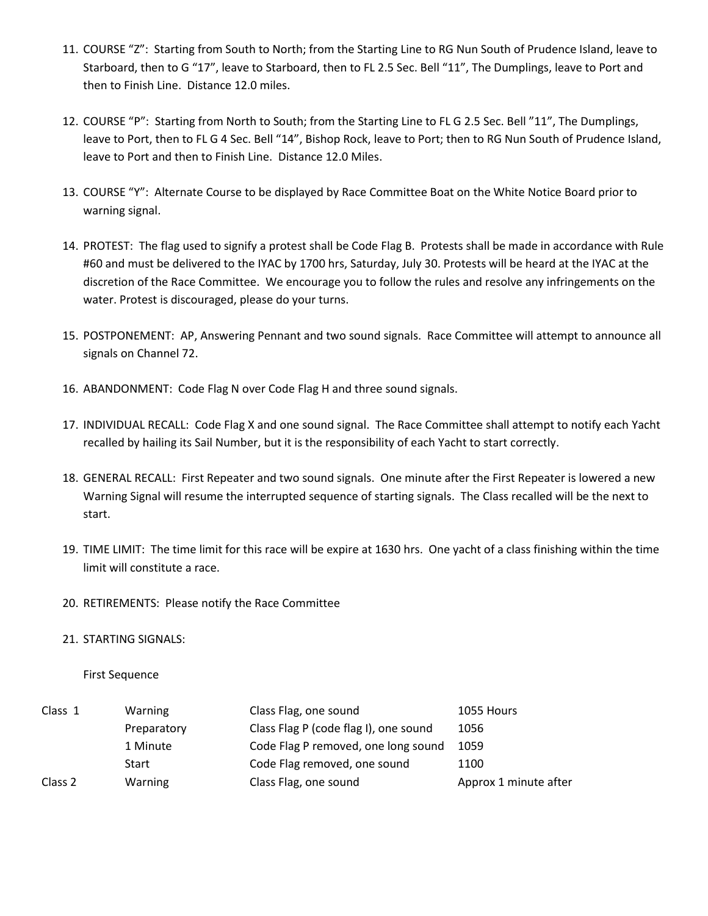11. COURSE “Z”: Starting from South to North; from the Starting Line to RG Nun South of Prudence Island, leave to Starboard, then to G “17”, leave to Starboard, then to FL 2.5 Sec. Bell “11”, The Dumplings, leave to Port and then to Finish Line. Distance 12.0 miles.

12. COURSE “P”: Starting from North to South; from the Starting Line to FL G 2.5 Sec. Bell ”11”, The Dumplings, leave to Port, then to FL G 4 Sec. Bell “14”, Bishop Rock, leave to Port; then to RG Nun South of Prudence Island, leave to Port and then to Finish Line. Distance 12.0 Miles.

13. COURSE “Y”: Alternate Course to be displayed by Race Committee Boat on the White Notice Board prior to warning signal.

14. PROTEST: The flag used to signify a protest shall be Code Flag B. Protests shall be made in accordance with Rule #60 and must be delivered to the IYAC by 1700 hrs, Saturday, July 30. Protests will be heard at the IYAC at the discretion of the Race Committee. We encourage you to follow the rules and resolve any infringements on the water. Protest is discouraged, please do your turns.

15. POSTPONEMENT: AP, Answering Pennant and two sound signals. Race Committee will attempt to announce all signals on Channel 72.

16. ABANDONMENT: Code Flag N over Code Flag H and three sound signals.

17. INDIVIDUAL RECALL: Code Flag X and one sound signal. The Race Committee shall attempt to notify each Yacht recalled by hailing its Sail Number, but it is the responsibility of each Yacht to start correctly.

18. GENERAL RECALL: First Repeater and two sound signals. One minute after the First Repeater is lowered a new Warning Signal will resume the interrupted sequence of starting signals. The Class recalled will be the next to start.

19. TIME LIMIT: The time limit for this race will be expire at 1630 hrs. One yacht of a class finishing within the time limit will constitute a race.

20. RETIREMENTS: Please notify the Race Committee

21. STARTING SIGNALS:

First Sequence

| | | | |
|---|---|---|---|
| Class 1 | Warning | Class Flag, one sound | 1055 Hours |
| | Preparatory | Class Flag P (code flag I), one sound | 1056 |
| | 1 Minute | Code Flag P removed, one long sound | 1059 |
| | Start | Code Flag removed, one sound | 1100 |
| Class 2 | Warning | Class Flag, one sound | Approx 1 minute after |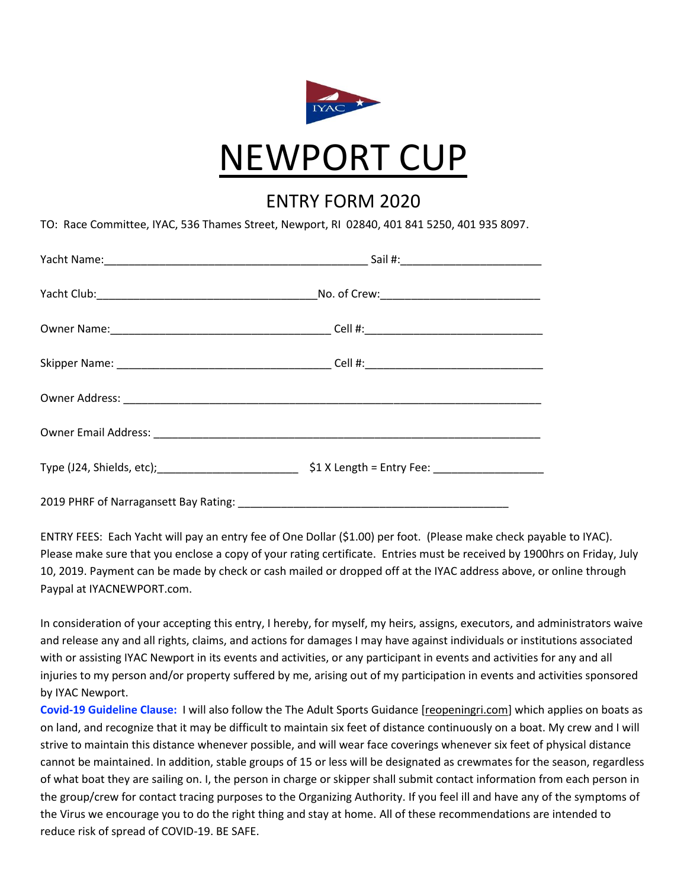IYAC

# NEWPORT CUP

## ENTRY FORM 2020

TO: Race Committee, IYAC, 536 Thames Street, Newport, RI 02840, 401 841 5250, 401 935 8097.

Yacht Name:_________________________________________ Sail #:______________________

Yacht Club:___________________________________No. of Crew:_________________________

Owner Name:___________________________________ Cell #:____________________________

Skipper Name: _________________________________ Cell #:____________________________

Owner Address: _________________________________________________________________

Owner Email Address: ____________________________________________________________

Type (J24, Shields, etc);______________________ $1 X Length = Entry Fee: _________________

2019 PHRF of Narragansett Bay Rating: ___________________________________________

ENTRY FEES: Each Yacht will pay an entry fee of One Dollar ($1.00) per foot. (Please make check payable to IYAC). Please make sure that you enclose a copy of your rating certificate. Entries must be received by 1900hrs on Friday, July 10, 2019. Payment can be made by check or cash mailed or dropped off at the IYAC address above, or online through Paypal at IYACNEWPORT.com.

In consideration of your accepting this entry, I hereby, for myself, my heirs, assigns, executors, and administrators waive and release any and all rights, claims, and actions for damages I may have against individuals or institutions associated with or assisting IYAC Newport in its events and activities, or any participant in events and activities for any and all injuries to my person and/or property suffered by me, arising out of my participation in events and activities sponsored by IYAC Newport.

**Covid-19 Guideline Clause:** I will also follow the The Adult Sports Guidance [reopeningri.com] which applies on boats as on land, and recognize that it may be difficult to maintain six feet of distance continuously on a boat. My crew and I will strive to maintain this distance whenever possible, and will wear face coverings whenever six feet of physical distance cannot be maintained. In addition, stable groups of 15 or less will be designated as crewmates for the season, regardless of what boat they are sailing on. I, the person in charge or skipper shall submit contact information from each person in the group/crew for contact tracing purposes to the Organizing Authority. If you feel ill and have any of the symptoms of the Virus we encourage you to do the right thing and stay at home. All of these recommendations are intended to reduce risk of spread of COVID-19. BE SAFE.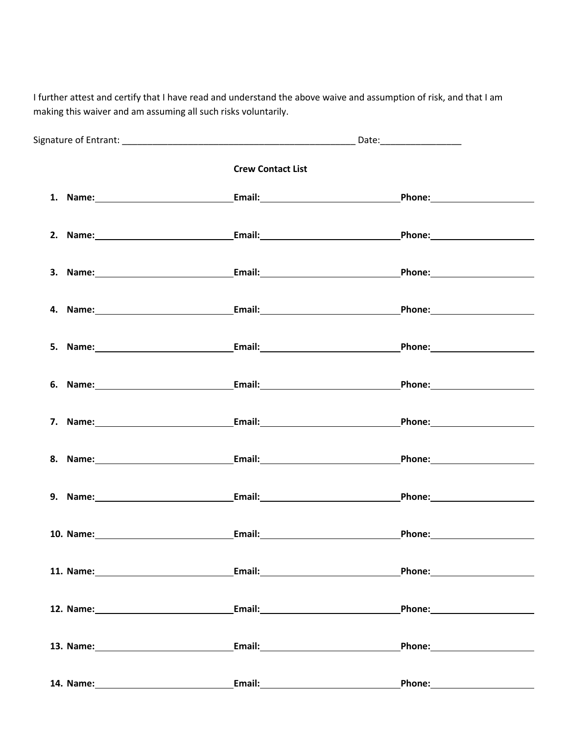I further attest and certify that I have read and understand the above waive and assumption of risk, and that I am making this waiver and am assuming all such risks voluntarily.

Signature of Entrant: _______________________________________________ Date:________________

**Crew Contact List**

1. **Name:**_____________________________**Email:**_____________________________**Phone:**_____________________
2. **Name:**_____________________________**Email:**_____________________________**Phone:**_____________________
3. **Name:**_____________________________**Email:**_____________________________**Phone:**_____________________
4. **Name:**_____________________________**Email:**_____________________________**Phone:**_____________________
5. **Name:**_____________________________**Email:**_____________________________**Phone:**_____________________
6. **Name:**_____________________________**Email:**_____________________________**Phone:**_____________________
7. **Name:**_____________________________**Email:**_____________________________**Phone:**_____________________
8. **Name:**_____________________________**Email:**_____________________________**Phone:**_____________________
9. **Name:**_____________________________**Email:**_____________________________**Phone:**_____________________
10. **Name:**_____________________________**Email:**_____________________________**Phone:**_____________________
11. **Name:**_____________________________**Email:**_____________________________**Phone:**_____________________
12. **Name:**_____________________________**Email:**_____________________________**Phone:**_____________________
13. **Name:**_____________________________**Email:**_____________________________**Phone:**_____________________
14. **Name:**_____________________________**Email:**_____________________________**Phone:**_____________________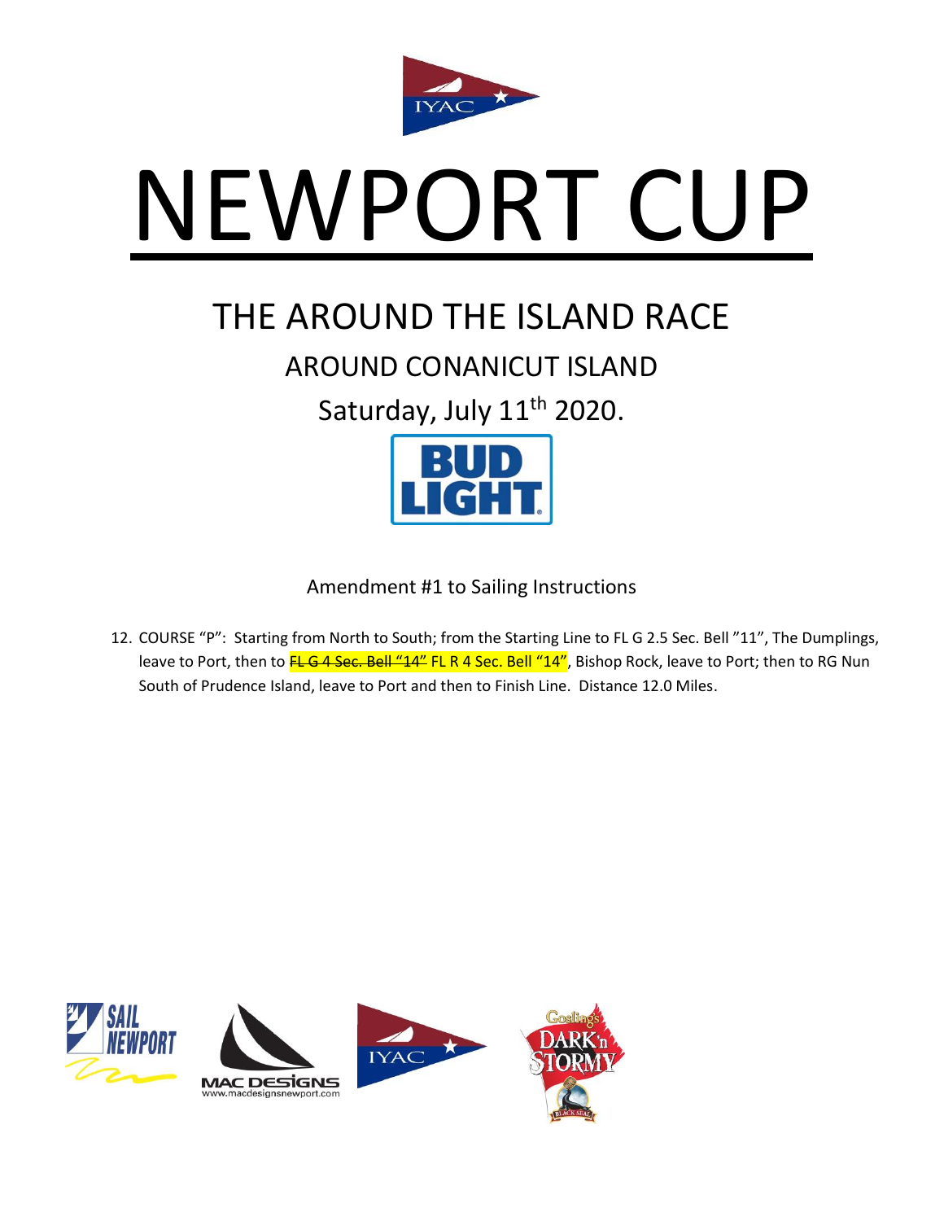# NEWPORT CUP

## THE AROUND THE ISLAND RACE

### AROUND CONANICUT ISLAND

### Saturday, July 11th 2020.

Amendment #1 to Sailing Instructions

12. COURSE "P": Starting from North to South; from the Starting Line to FL G 2.5 Sec. Bell "11", The Dumplings, leave to Port, then to ~~FL G 4 Sec. Bell "14"~~ FL R 4 Sec. Bell "14", Bishop Rock, leave to Port; then to RG Nun South of Prudence Island, leave to Port and then to Finish Line. Distance 12.0 Miles.